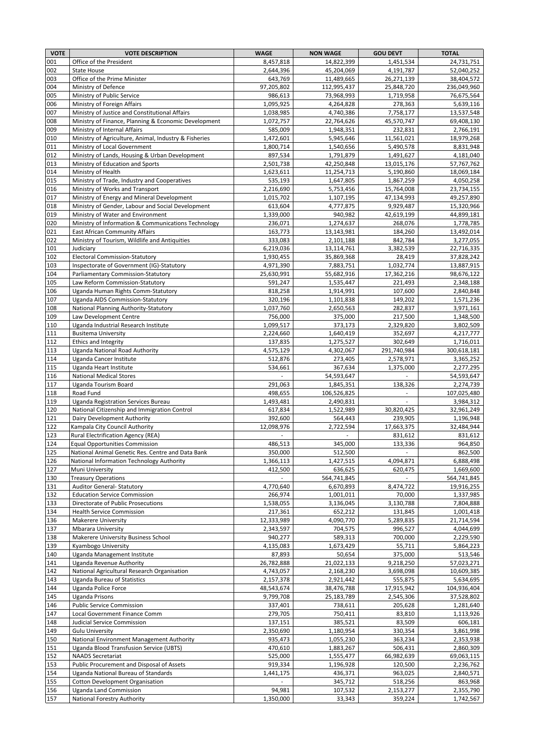| VOTE | VOTE DESCRIPTION | WAGE | NON WAGE | GOU DEVT | TOTAL |
|---|---|---|---|---|---|
| 001 | Office of the President | 8,457,818 | 14,822,399 | 1,451,534 | 24,731,751 |
| 002 | State House | 2,644,396 | 45,204,069 | 4,191,787 | 52,040,252 |
| 003 | Office of the Prime Minister | 643,769 | 11,489,665 | 26,271,139 | 38,404,572 |
| 004 | Ministry of Defence | 97,205,802 | 112,995,437 | 25,848,720 | 236,049,960 |
| 005 | Ministry of Public Service | 986,613 | 73,968,993 | 1,719,958 | 76,675,564 |
| 006 | Ministry of Foreign Affairs | 1,095,925 | 4,264,828 | 278,363 | 5,639,116 |
| 007 | Ministry of Justice and Constitutional Affairs | 1,038,985 | 4,740,386 | 7,758,177 | 13,537,548 |
| 008 | Ministry of Finance, Planning & Economic Development | 1,072,757 | 22,764,626 | 45,570,747 | 69,408,130 |
| 009 | Ministry of Internal Affairs | 585,009 | 1,948,351 | 232,831 | 2,766,191 |
| 010 | Ministry of Agriculture, Animal, Industry & Fisheries | 1,472,601 | 5,945,646 | 11,561,021 | 18,979,268 |
| 011 | Ministry of Local Government | 1,800,714 | 1,540,656 | 5,490,578 | 8,831,948 |
| 012 | Ministry of Lands, Housing & Urban Development | 897,534 | 1,791,879 | 1,491,627 | 4,181,040 |
| 013 | Ministry of Education and Sports | 2,501,738 | 42,250,848 | 13,015,176 | 57,767,762 |
| 014 | Ministry of Health | 1,623,611 | 11,254,713 | 5,190,860 | 18,069,184 |
| 015 | Ministry of Trade, Industry and Cooperatives | 535,193 | 1,647,805 | 1,867,259 | 4,050,258 |
| 016 | Ministry of Works and Transport | 2,216,690 | 5,753,456 | 15,764,008 | 23,734,155 |
| 017 | Ministry of Energy and Mineral Development | 1,015,702 | 1,107,195 | 47,134,993 | 49,257,890 |
| 018 | Ministry of Gender, Labour and Social Development | 613,604 | 4,777,875 | 9,929,487 | 15,320,966 |
| 019 | Ministry of Water and Environment | 1,339,000 | 940,982 | 42,619,199 | 44,899,181 |
| 020 | Ministry of Information & Communications Technology | 236,071 | 1,274,637 | 268,076 | 1,778,785 |
| 021 | East African Community Affairs | 163,773 | 13,143,981 | 184,260 | 13,492,014 |
| 022 | Ministry of Tourism, Wildlife and Antiquities | 333,083 | 2,101,188 | 842,784 | 3,277,055 |
| 101 | Judiciary | 6,219,036 | 13,114,761 | 3,382,539 | 22,716,335 |
| 102 | Electoral Commission-Statutory | 1,930,455 | 35,869,368 | 28,419 | 37,828,242 |
| 103 | Inspectorate of Government (IG)-Statutory | 4,971,390 | 7,883,751 | 1,032,774 | 13,887,915 |
| 104 | Parliamentary Commission-Statutory | 25,630,991 | 55,682,916 | 17,362,216 | 98,676,122 |
| 105 | Law Reform Commission-Statutory | 591,247 | 1,535,447 | 221,493 | 2,348,188 |
| 106 | Uganda Human Rights Comm-Statutory | 818,258 | 1,914,991 | 107,600 | 2,840,848 |
| 107 | Uganda AIDS Commission-Statutory | 320,196 | 1,101,838 | 149,202 | 1,571,236 |
| 108 | National Planning Authority-Statutory | 1,037,760 | 2,650,563 | 282,837 | 3,971,161 |
| 109 | Law Development Centre | 756,000 | 375,000 | 217,500 | 1,348,500 |
| 110 | Uganda Industrial Research Institute | 1,099,517 | 373,173 | 2,329,820 | 3,802,509 |
| 111 | Busitema University | 2,224,660 | 1,640,419 | 352,697 | 4,217,777 |
| 112 | Ethics and Integrity | 137,835 | 1,275,527 | 302,649 | 1,716,011 |
| 113 | Uganda National Road Authority | 4,575,129 | 4,302,067 | 291,740,984 | 300,618,181 |
| 114 | Uganda Cancer Institute | 512,876 | 273,405 | 2,578,971 | 3,365,252 |
| 115 | Uganda Heart Institute | 534,661 | 367,634 | 1,375,000 | 2,277,295 |
| 116 | National Medical Stores | - | 54,593,647 | - | 54,593,647 |
| 117 | Uganda Tourism Board | 291,063 | 1,845,351 | 138,326 | 2,274,739 |
| 118 | Road Fund | 498,655 | 106,526,825 | - | 107,025,480 |
| 119 | Uganda Registration Services Bureau | 1,493,481 | 2,490,831 | - | 3,984,312 |
| 120 | National Citizenship and Immigration Control | 617,834 | 1,522,989 | 30,820,425 | 32,961,249 |
| 121 | Dairy Development Authority | 392,600 | 564,443 | 239,905 | 1,196,948 |
| 122 | Kampala City Council Authority | 12,098,976 | 2,722,594 | 17,663,375 | 32,484,944 |
| 123 | Rural Electrification Agency (REA) | - | - | 831,612 | 831,612 |
| 124 | Equal Opportunities Commission | 486,513 | 345,000 | 133,336 | 964,850 |
| 125 | National Animal Genetic Res. Centre and Data Bank | 350,000 | 512,500 | - | 862,500 |
| 126 | National Information Technology Authority | 1,366,113 | 1,427,515 | 4,094,871 | 6,888,498 |
| 127 | Muni University | 412,500 | 636,625 | 620,475 | 1,669,600 |
| 130 | Treasury Operations | - | 564,741,845 | - | 564,741,845 |
| 131 | Auditor General- Statutory | 4,770,640 | 6,670,893 | 8,474,722 | 19,916,255 |
| 132 | Education Service Commission | 266,974 | 1,001,011 | 70,000 | 1,337,985 |
| 133 | Directorate of Public Prosecutions | 1,538,055 | 3,136,045 | 3,130,788 | 7,804,888 |
| 134 | Health Service Commission | 217,361 | 652,212 | 131,845 | 1,001,418 |
| 136 | Makerere University | 12,333,989 | 4,090,770 | 5,289,835 | 21,714,594 |
| 137 | Mbarara University | 2,343,597 | 704,575 | 996,527 | 4,044,699 |
| 138 | Makerere University Business School | 940,277 | 589,313 | 700,000 | 2,229,590 |
| 139 | Kyambogo University | 4,135,083 | 1,673,429 | 55,711 | 5,864,223 |
| 140 | Uganda Management Institute | 87,893 | 50,654 | 375,000 | 513,546 |
| 141 | Uganda Revenue Authority | 26,782,888 | 21,022,133 | 9,218,250 | 57,023,271 |
| 142 | National Agricultural Research Organisation | 4,743,057 | 2,168,230 | 3,698,098 | 10,609,385 |
| 143 | Uganda Bureau of Statistics | 2,157,378 | 2,921,442 | 555,875 | 5,634,695 |
| 144 | Uganda Police Force | 48,543,674 | 38,476,788 | 17,915,942 | 104,936,404 |
| 145 | Uganda Prisons | 9,799,708 | 25,183,789 | 2,545,306 | 37,528,802 |
| 146 | Public Service Commission | 337,401 | 738,611 | 205,628 | 1,281,640 |
| 147 | Local Government Finance Comm | 279,705 | 750,411 | 83,810 | 1,113,926 |
| 148 | Judicial Service Commission | 137,151 | 385,521 | 83,509 | 606,181 |
| 149 | Gulu University | 2,350,690 | 1,180,954 | 330,354 | 3,861,998 |
| 150 | National Environment Management Authority | 935,473 | 1,055,230 | 363,234 | 2,353,938 |
| 151 | Uganda Blood Transfusion Service (UBTS) | 470,610 | 1,883,267 | 506,431 | 2,860,309 |
| 152 | NAADS Secretariat | 525,000 | 1,555,477 | 66,982,639 | 69,063,115 |
| 153 | Public Procurement and Disposal of Assets | 919,334 | 1,196,928 | 120,500 | 2,236,762 |
| 154 | Uganda National Bureau of Standards | 1,441,175 | 436,371 | 963,025 | 2,840,571 |
| 155 | Cotton Development Organisation | - | 345,712 | 518,256 | 863,968 |
| 156 | Uganda Land Commission | 94,981 | 107,532 | 2,153,277 | 2,355,790 |
| 157 | National Forestry Authority | 1,350,000 | 33,343 | 359,224 | 1,742,567 |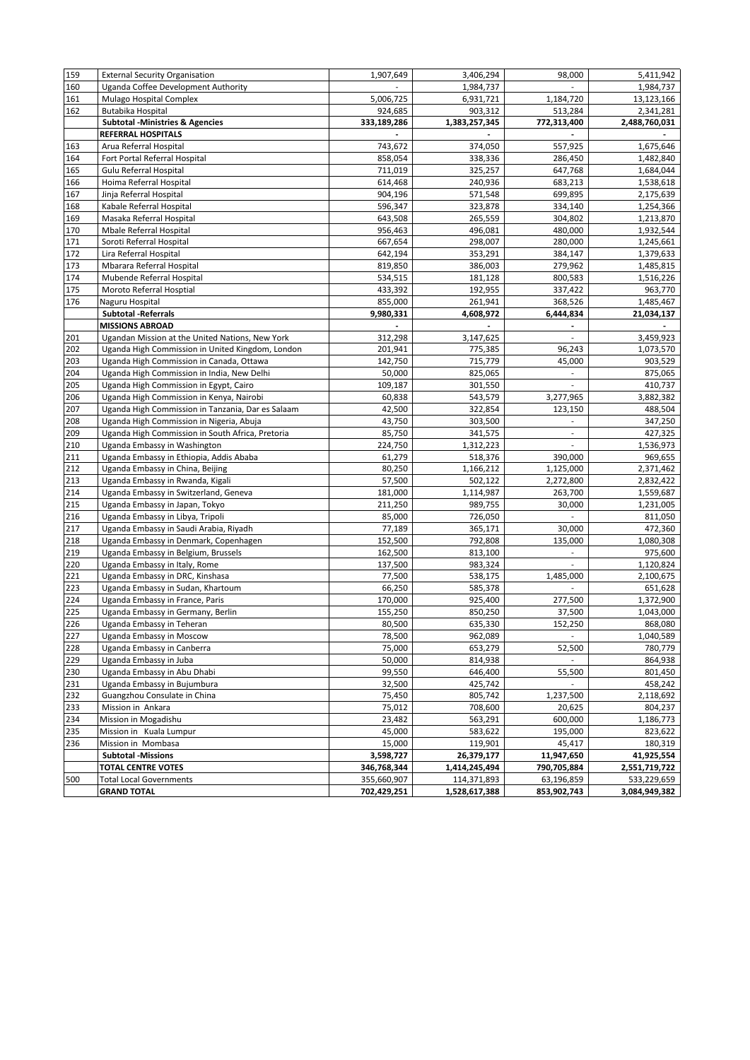| | | | | | |
|---|---|---|---|---|---|
| 159 | External Security Organisation | 1,907,649 | 3,406,294 | 98,000 | 5,411,942 |
| 160 | Uganda Coffee Development Authority | - | 1,984,737 | - | 1,984,737 |
| 161 | Mulago Hospital Complex | 5,006,725 | 6,931,721 | 1,184,720 | 13,123,166 |
| 162 | Butabika Hospital | 924,685 | 903,312 | 513,284 | 2,341,281 |
| | **Subtotal -Ministries & Agencies** | **333,189,286** | **1,383,257,345** | **772,313,400** | **2,488,760,031** |
| | **REFERRAL HOSPITALS** | - | - | - | - |
| 163 | Arua Referral Hospital | 743,672 | 374,050 | 557,925 | 1,675,646 |
| 164 | Fort Portal Referral Hospital | 858,054 | 338,336 | 286,450 | 1,482,840 |
| 165 | Gulu Referral Hospital | 711,019 | 325,257 | 647,768 | 1,684,044 |
| 166 | Hoima Referral Hospital | 614,468 | 240,936 | 683,213 | 1,538,618 |
| 167 | Jinja Referral Hospital | 904,196 | 571,548 | 699,895 | 2,175,639 |
| 168 | Kabale Referral Hospital | 596,347 | 323,878 | 334,140 | 1,254,366 |
| 169 | Masaka Referral Hospital | 643,508 | 265,559 | 304,802 | 1,213,870 |
| 170 | Mbale Referral Hospital | 956,463 | 496,081 | 480,000 | 1,932,544 |
| 171 | Soroti Referral Hospital | 667,654 | 298,007 | 280,000 | 1,245,661 |
| 172 | Lira Referral Hospital | 642,194 | 353,291 | 384,147 | 1,379,633 |
| 173 | Mbarara Referral Hospital | 819,850 | 386,003 | 279,962 | 1,485,815 |
| 174 | Mubende Referral Hospital | 534,515 | 181,128 | 800,583 | 1,516,226 |
| 175 | Moroto Referral Hosptial | 433,392 | 192,955 | 337,422 | 963,770 |
| 176 | Naguru Hospital | 855,000 | 261,941 | 368,526 | 1,485,467 |
| | **Subtotal -Referrals** | **9,980,331** | **4,608,972** | **6,444,834** | **21,034,137** |
| | **MISSIONS ABROAD** | - | - | - | - |
| 201 | Ugandan Mission at the United Nations, New York | 312,298 | 3,147,625 | - | 3,459,923 |
| 202 | Uganda High Commission in United Kingdom, London | 201,941 | 775,385 | 96,243 | 1,073,570 |
| 203 | Uganda High Commission in Canada, Ottawa | 142,750 | 715,779 | 45,000 | 903,529 |
| 204 | Uganda High Commission in India, New Delhi | 50,000 | 825,065 | - | 875,065 |
| 205 | Uganda High Commission in Egypt, Cairo | 109,187 | 301,550 | - | 410,737 |
| 206 | Uganda High Commission in Kenya, Nairobi | 60,838 | 543,579 | 3,277,965 | 3,882,382 |
| 207 | Uganda High Commission in Tanzania, Dar es Salaam | 42,500 | 322,854 | 123,150 | 488,504 |
| 208 | Uganda High Commission in Nigeria, Abuja | 43,750 | 303,500 | - | 347,250 |
| 209 | Uganda High Commission in South Africa, Pretoria | 85,750 | 341,575 | - | 427,325 |
| 210 | Uganda Embassy in Washington | 224,750 | 1,312,223 | - | 1,536,973 |
| 211 | Uganda Embassy in Ethiopia, Addis Ababa | 61,279 | 518,376 | 390,000 | 969,655 |
| 212 | Uganda Embassy in China, Beijing | 80,250 | 1,166,212 | 1,125,000 | 2,371,462 |
| 213 | Uganda Embassy in Rwanda, Kigali | 57,500 | 502,122 | 2,272,800 | 2,832,422 |
| 214 | Uganda Embassy in Switzerland, Geneva | 181,000 | 1,114,987 | 263,700 | 1,559,687 |
| 215 | Uganda Embassy in Japan, Tokyo | 211,250 | 989,755 | 30,000 | 1,231,005 |
| 216 | Uganda Embassy in Libya, Tripoli | 85,000 | 726,050 | - | 811,050 |
| 217 | Uganda Embassy in Saudi Arabia, Riyadh | 77,189 | 365,171 | 30,000 | 472,360 |
| 218 | Uganda Embassy in Denmark, Copenhagen | 152,500 | 792,808 | 135,000 | 1,080,308 |
| 219 | Uganda Embassy in Belgium, Brussels | 162,500 | 813,100 | - | 975,600 |
| 220 | Uganda Embassy in Italy, Rome | 137,500 | 983,324 | - | 1,120,824 |
| 221 | Uganda Embassy in DRC, Kinshasa | 77,500 | 538,175 | 1,485,000 | 2,100,675 |
| 223 | Uganda Embassy in Sudan, Khartoum | 66,250 | 585,378 | - | 651,628 |
| 224 | Uganda Embassy in France, Paris | 170,000 | 925,400 | 277,500 | 1,372,900 |
| 225 | Uganda Embassy in Germany, Berlin | 155,250 | 850,250 | 37,500 | 1,043,000 |
| 226 | Uganda Embassy in Teheran | 80,500 | 635,330 | 152,250 | 868,080 |
| 227 | Uganda Embassy in Moscow | 78,500 | 962,089 | - | 1,040,589 |
| 228 | Uganda Embassy in Canberra | 75,000 | 653,279 | 52,500 | 780,779 |
| 229 | Uganda Embassy in Juba | 50,000 | 814,938 | - | 864,938 |
| 230 | Uganda Embassy in Abu Dhabi | 99,550 | 646,400 | 55,500 | 801,450 |
| 231 | Uganda Embassy in Bujumbura | 32,500 | 425,742 | - | 458,242 |
| 232 | Guangzhou Consulate in China | 75,450 | 805,742 | 1,237,500 | 2,118,692 |
| 233 | Mission in Ankara | 75,012 | 708,600 | 20,625 | 804,237 |
| 234 | Mission in Mogadishu | 23,482 | 563,291 | 600,000 | 1,186,773 |
| 235 | Mission in Kuala Lumpur | 45,000 | 583,622 | 195,000 | 823,622 |
| 236 | Mission in Mombasa | 15,000 | 119,901 | 45,417 | 180,319 |
| | **Subtotal -Missions** | **3,598,727** | **26,379,177** | **11,947,650** | **41,925,554** |
| | **TOTAL CENTRE VOTES** | **346,768,344** | **1,414,245,494** | **790,705,884** | **2,551,719,722** |
| 500 | Total Local Governments | 355,660,907 | 114,371,893 | 63,196,859 | 533,229,659 |
| | **GRAND TOTAL** | **702,429,251** | **1,528,617,388** | **853,902,743** | **3,084,949,382** |